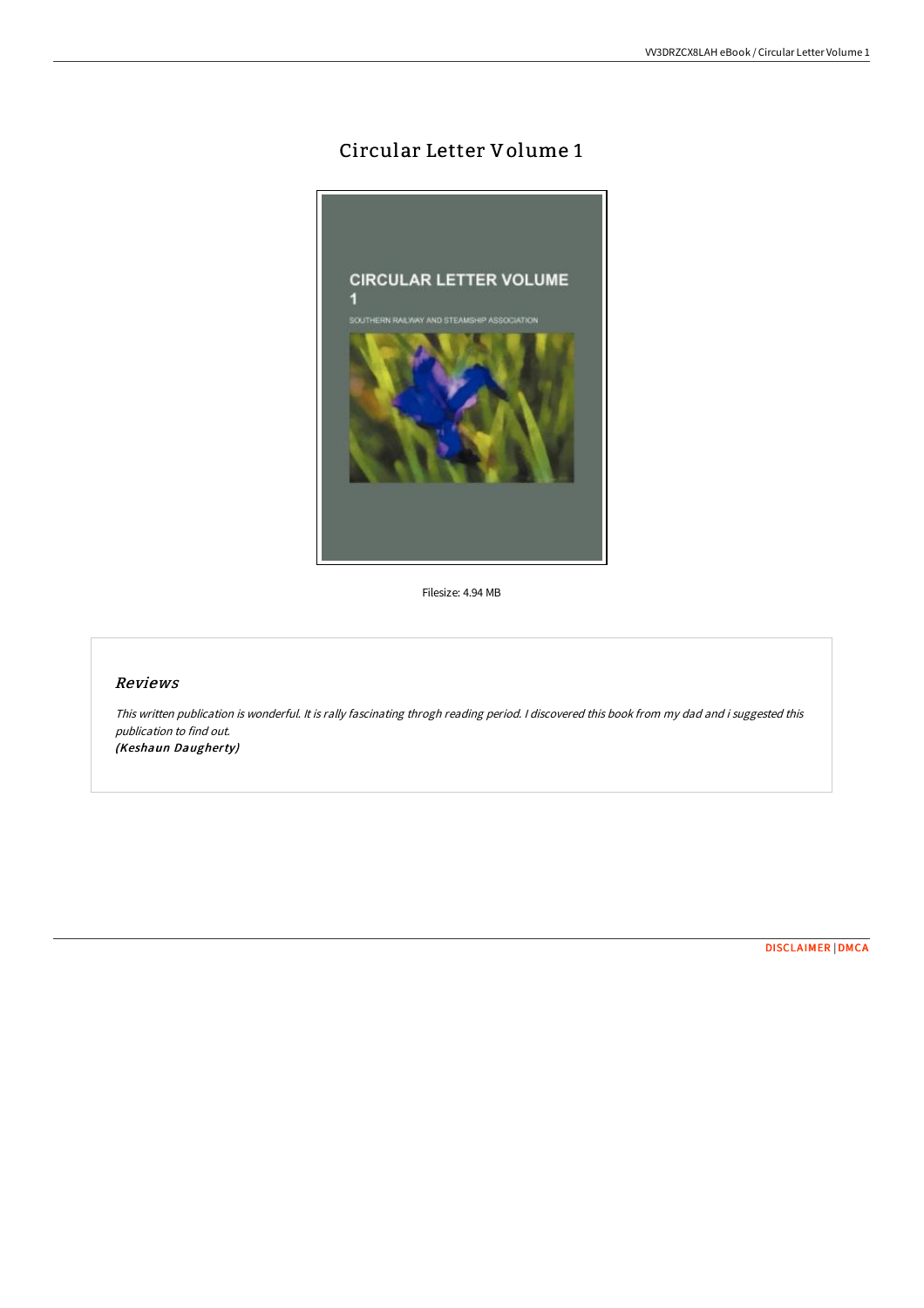# Circular Letter Volume 1

Filesize: 4.94 MB

## Reviews

*This written publication is wonderful. It is rally fascinating throgh reading period. I discovered this book from my dad and i suggested this publication to find out.*
***(Keshaun Daugherty)***

DISCLAIMER | DMCA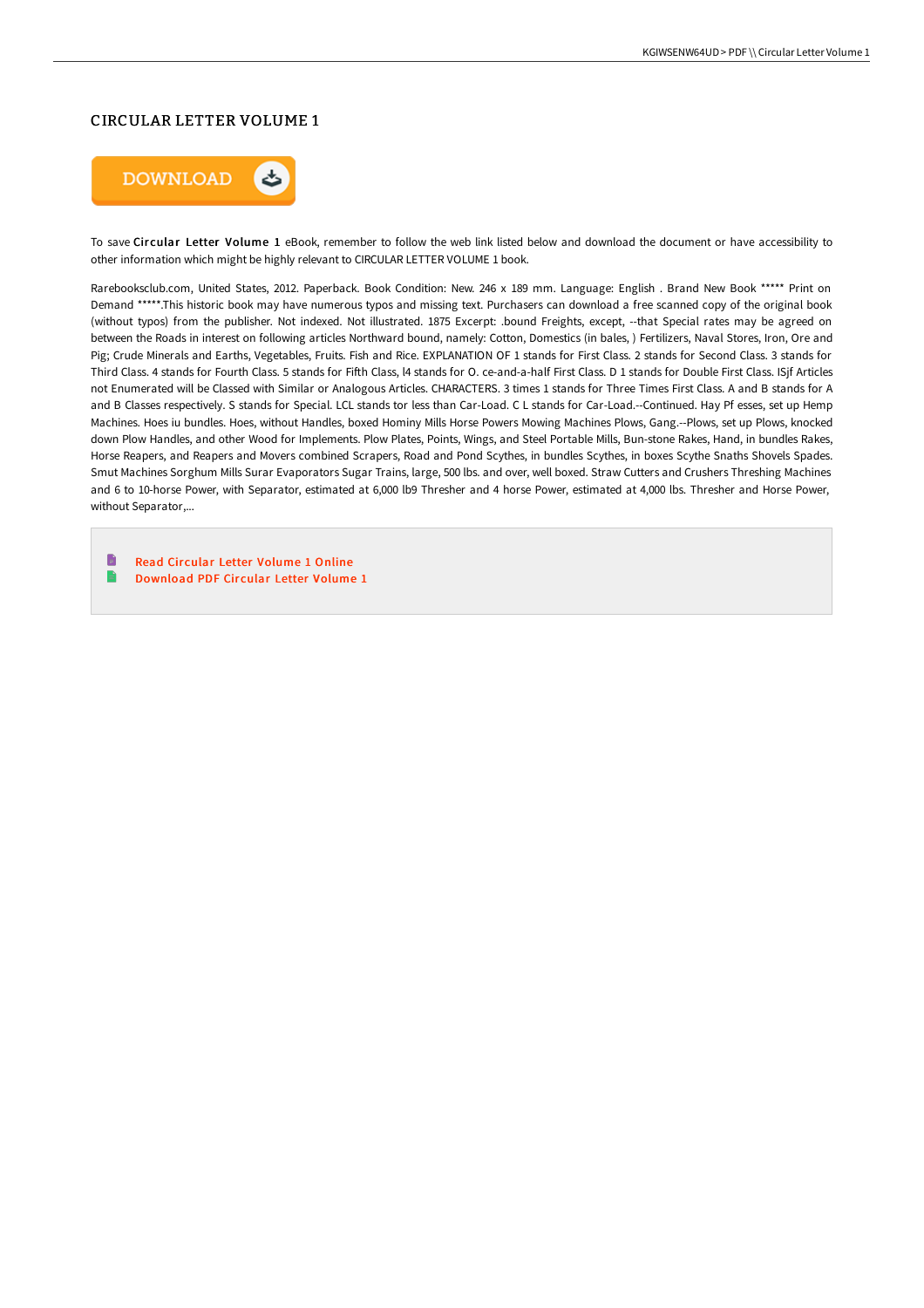# CIRCULAR LETTER VOLUME 1

DOWNLOAD

To save **Circular Letter Volume 1** eBook, remember to follow the web link listed below and download the document or have accessibility to other information which might be highly relevant to CIRCULAR LETTER VOLUME 1 book.

Rarebooksclub.com, United States, 2012. Paperback. Book Condition: New. 246 x 189 mm. Language: English . Brand New Book ***** Print on Demand *****.This historic book may have numerous typos and missing text. Purchasers can download a free scanned copy of the original book (without typos) from the publisher. Not indexed. Not illustrated. 1875 Excerpt: .bound Freights, except, --that Special rates may be agreed on between the Roads in interest on following articles Northward bound, namely: Cotton, Domestics (in bales, ) Fertilizers, Naval Stores, Iron, Ore and Pig; Crude Minerals and Earths, Vegetables, Fruits. Fish and Rice. EXPLANATION OF 1 stands for First Class. 2 stands for Second Class. 3 stands for Third Class. 4 stands for Fourth Class. 5 stands for Fifth Class, l4 stands for O. ce-and-a-half First Class. D 1 stands for Double First Class. ISjf Articles not Enumerated will be Classed with Similar or Analogous Articles. CHARACTERS. 3 times 1 stands for Three Times First Class. A and B stands for A and B Classes respectively. S stands for Special. LCL stands tor less than Car-Load. C L stands for Car-Load.--Continued. Hay Pf esses, set up Hemp Machines. Hoes iu bundles. Hoes, without Handles, boxed Hominy Mills Horse Powers Mowing Machines Plows, Gang.--Plows, set up Plows, knocked down Plow Handles, and other Wood for Implements. Plow Plates, Points, Wings, and Steel Portable Mills, Bun-stone Rakes, Hand, in bundles Rakes, Horse Reapers, and Reapers and Movers combined Scrapers, Road and Pond Scythes, in bundles Scythes, in boxes Scythe Snaths Shovels Spades. Smut Machines Sorghum Mills Surar Evaporators Sugar Trains, large, 500 lbs. and over, well boxed. Straw Cutters and Crushers Threshing Machines and 6 to 10-horse Power, with Separator, estimated at 6,000 lb9 Thresher and 4 horse Power, estimated at 4,000 lbs. Thresher and Horse Power, without Separator,...

- Read Circular Letter Volume 1 Online
- Download PDF Circular Letter Volume 1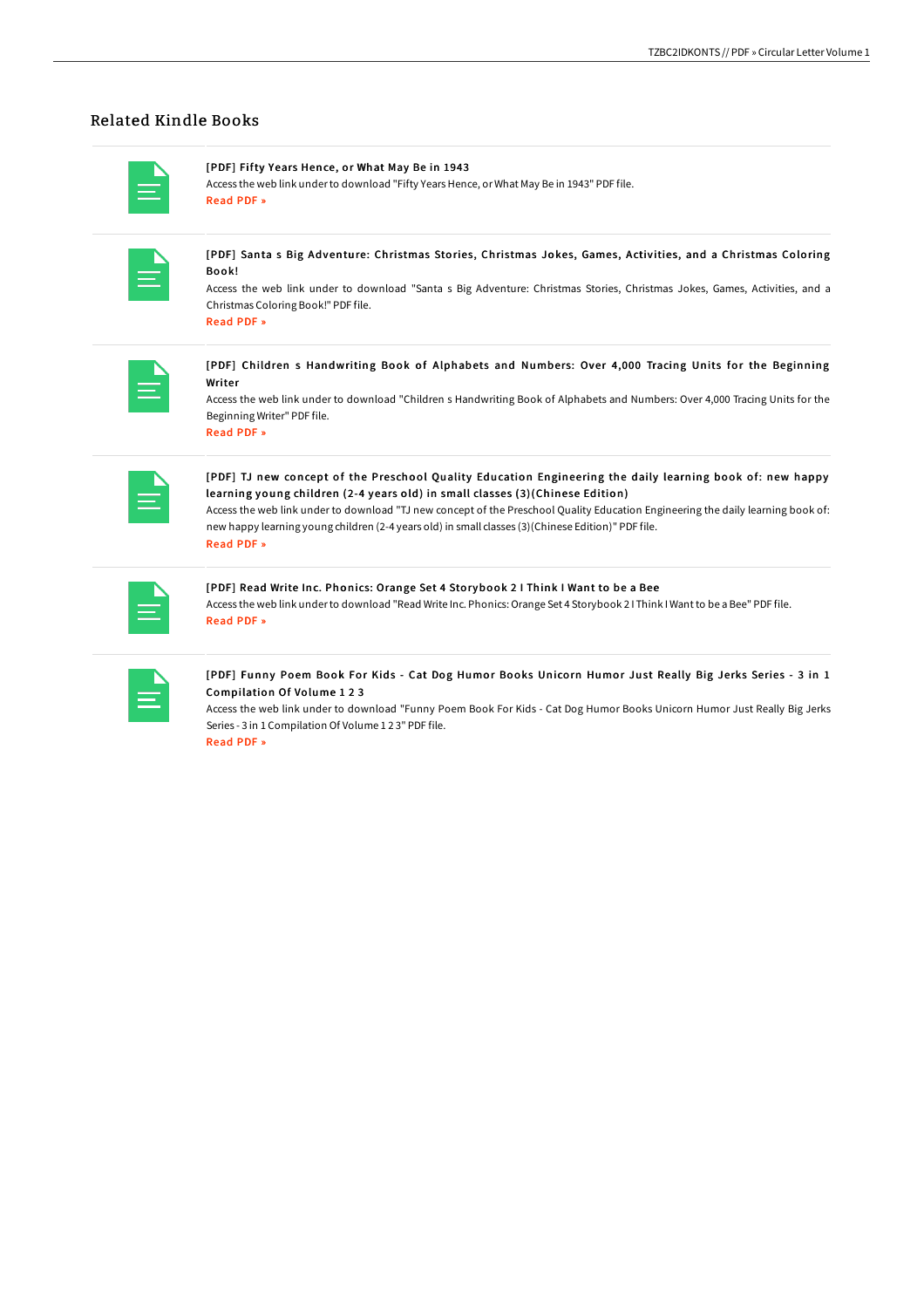## Related Kindle Books

[PDF] Fifty Years Hence, or What May Be in 1943

Access the web link under to download "Fifty Years Hence, or What May Be in 1943" PDF file.

Read PDF »

[PDF] Santa s Big Adventure: Christmas Stories, Christmas Jokes, Games, Activities, and a Christmas Coloring Book!

Access the web link under to download "Santa s Big Adventure: Christmas Stories, Christmas Jokes, Games, Activities, and a Christmas Coloring Book!" PDF file.

Read PDF »

[PDF] Children s Handwriting Book of Alphabets and Numbers: Over 4,000 Tracing Units for the Beginning Writer

Access the web link under to download "Children s Handwriting Book of Alphabets and Numbers: Over 4,000 Tracing Units for the Beginning Writer" PDF file.

Read PDF »

[PDF] TJ new concept of the Preschool Quality Education Engineering the daily learning book of: new happy learning young children (2-4 years old) in small classes (3)(Chinese Edition)

Access the web link under to download "TJ new concept of the Preschool Quality Education Engineering the daily learning book of: new happy learning young children (2-4 years old) in small classes (3)(Chinese Edition)" PDF file.

Read PDF »

[PDF] Read Write Inc. Phonics: Orange Set 4 Storybook 2 I Think I Want to be a Bee

Access the web link under to download "Read Write Inc. Phonics: Orange Set 4 Storybook 2 I Think I Want to be a Bee" PDF file.

Read PDF »

[PDF] Funny Poem Book For Kids - Cat Dog Humor Books Unicorn Humor Just Really Big Jerks Series - 3 in 1 Compilation Of Volume 1 2 3

Access the web link under to download "Funny Poem Book For Kids - Cat Dog Humor Books Unicorn Humor Just Really Big Jerks Series - 3 in 1 Compilation Of Volume 1 2 3" PDF file.

Read PDF »